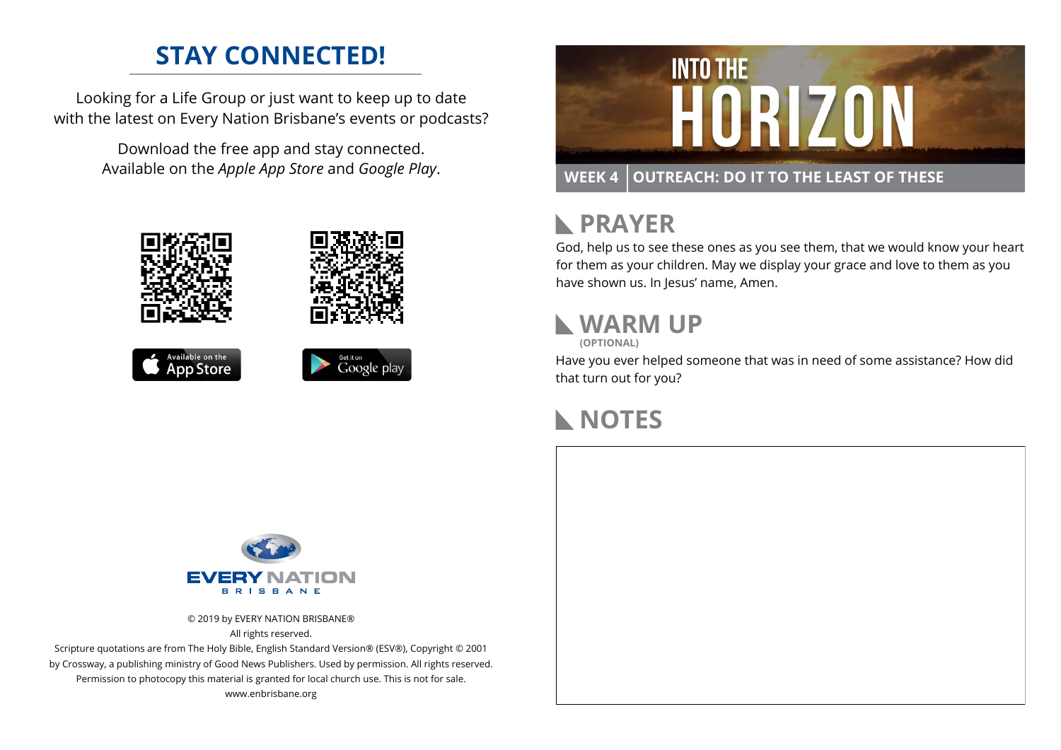## STAY CONNECTED!

Looking for a Life Group or just want to keep up to date with the latest on Every Nation Brisbane's events or podcasts?

Download the free app and stay connected. Available on the *Apple App Store* and *Google Play*.

Available on the App Store

Get it on Google play

EVERY NATION BRISBANE

© 2019 by EVERY NATION BRISBANE®
All rights reserved.
Scripture quotations are from The Holy Bible, English Standard Version® (ESV®), Copyright © 2001 by Crossway, a publishing ministry of Good News Publishers. Used by permission. All rights reserved.
Permission to photocopy this material is granted for local church use. This is not for sale.
www.enbrisbane.org

# INTO THE HORIZON

**WEEK 4 | OUTREACH: DO IT TO THE LEAST OF THESE**

## PRAYER

God, help us to see these ones as you see them, that we would know your heart for them as your children. May we display your grace and love to them as you have shown us. In Jesus' name, Amen.

## WARM UP

**(OPTIONAL)**

Have you ever helped someone that was in need of some assistance? How did that turn out for you?

## NOTES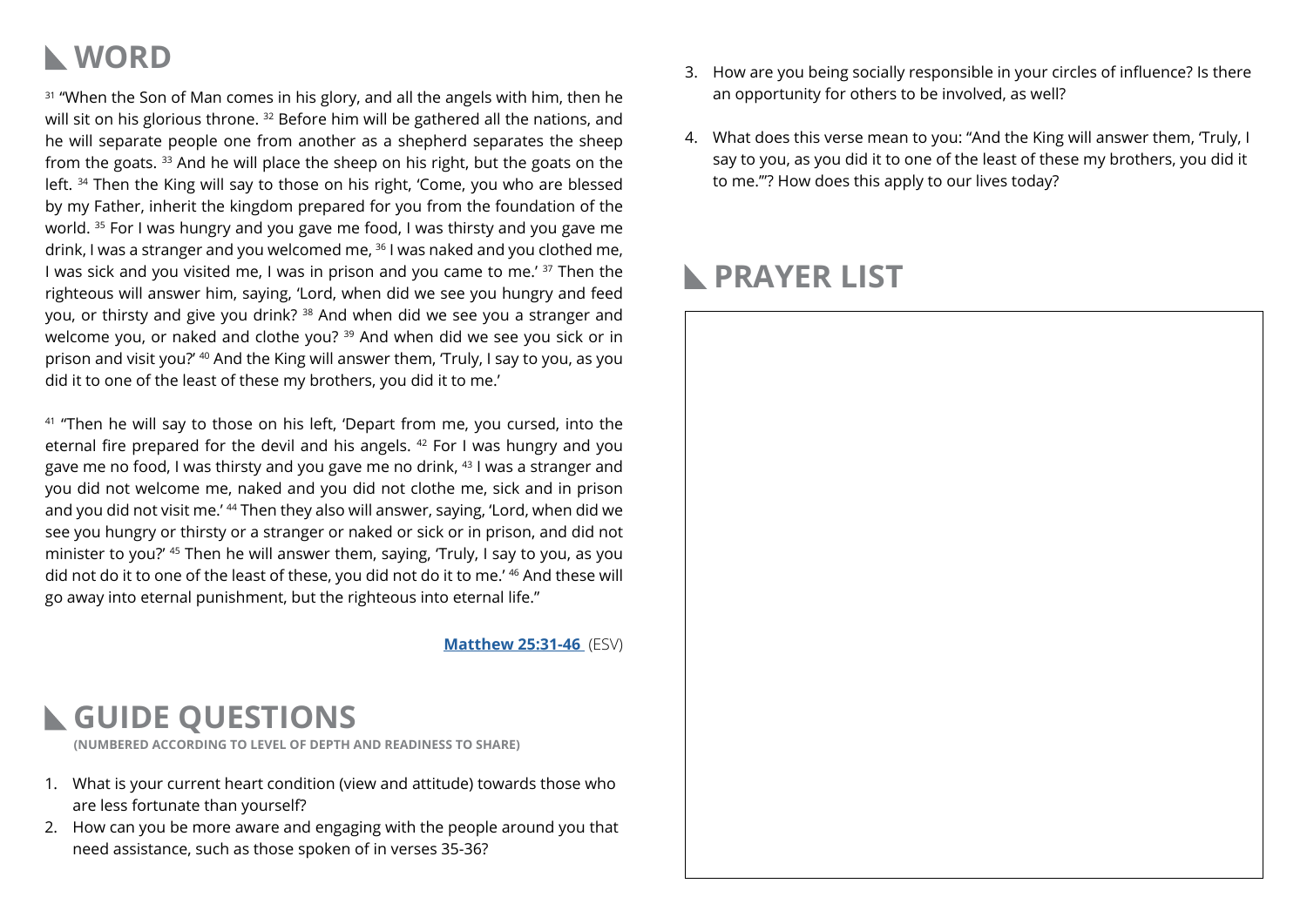## WORD

[31] "When the Son of Man comes in his glory, and all the angels with him, then he will sit on his glorious throne. [32] Before him will be gathered all the nations, and he will separate people one from another as a shepherd separates the sheep from the goats. [33] And he will place the sheep on his right, but the goats on the left. [34] Then the King will say to those on his right, 'Come, you who are blessed by my Father, inherit the kingdom prepared for you from the foundation of the world. [35] For I was hungry and you gave me food, I was thirsty and you gave me drink, I was a stranger and you welcomed me, [36] I was naked and you clothed me, I was sick and you visited me, I was in prison and you came to me.' [37] Then the righteous will answer him, saying, 'Lord, when did we see you hungry and feed you, or thirsty and give you drink? [38] And when did we see you a stranger and welcome you, or naked and clothe you? [39] And when did we see you sick or in prison and visit you?' [40] And the King will answer them, 'Truly, I say to you, as you did it to one of the least of these my brothers, you did it to me.'

[41] "Then he will say to those on his left, 'Depart from me, you cursed, into the eternal fire prepared for the devil and his angels. [42] For I was hungry and you gave me no food, I was thirsty and you gave me no drink, [43] I was a stranger and you did not welcome me, naked and you did not clothe me, sick and in prison and you did not visit me.' [44] Then they also will answer, saying, 'Lord, when did we see you hungry or thirsty or a stranger or naked or sick or in prison, and did not minister to you?' [45] Then he will answer them, saying, 'Truly, I say to you, as you did not do it to one of the least of these, you did not do it to me.' [46] And these will go away into eternal punishment, but the righteous into eternal life."

**Matthew 25:31-46** (ESV)

## GUIDE QUESTIONS

**(NUMBERED ACCORDING TO LEVEL OF DEPTH AND READINESS TO SHARE)**

1. What is your current heart condition (view and attitude) towards those who are less fortunate than yourself?
2. How can you be more aware and engaging with the people around you that need assistance, such as those spoken of in verses 35-36?
3. How are you being socially responsible in your circles of influence? Is there an opportunity for others to be involved, as well?
4. What does this verse mean to you: "And the King will answer them, 'Truly, I say to you, as you did it to one of the least of these my brothers, you did it to me.'"? How does this apply to our lives today?

## PRAYER LIST